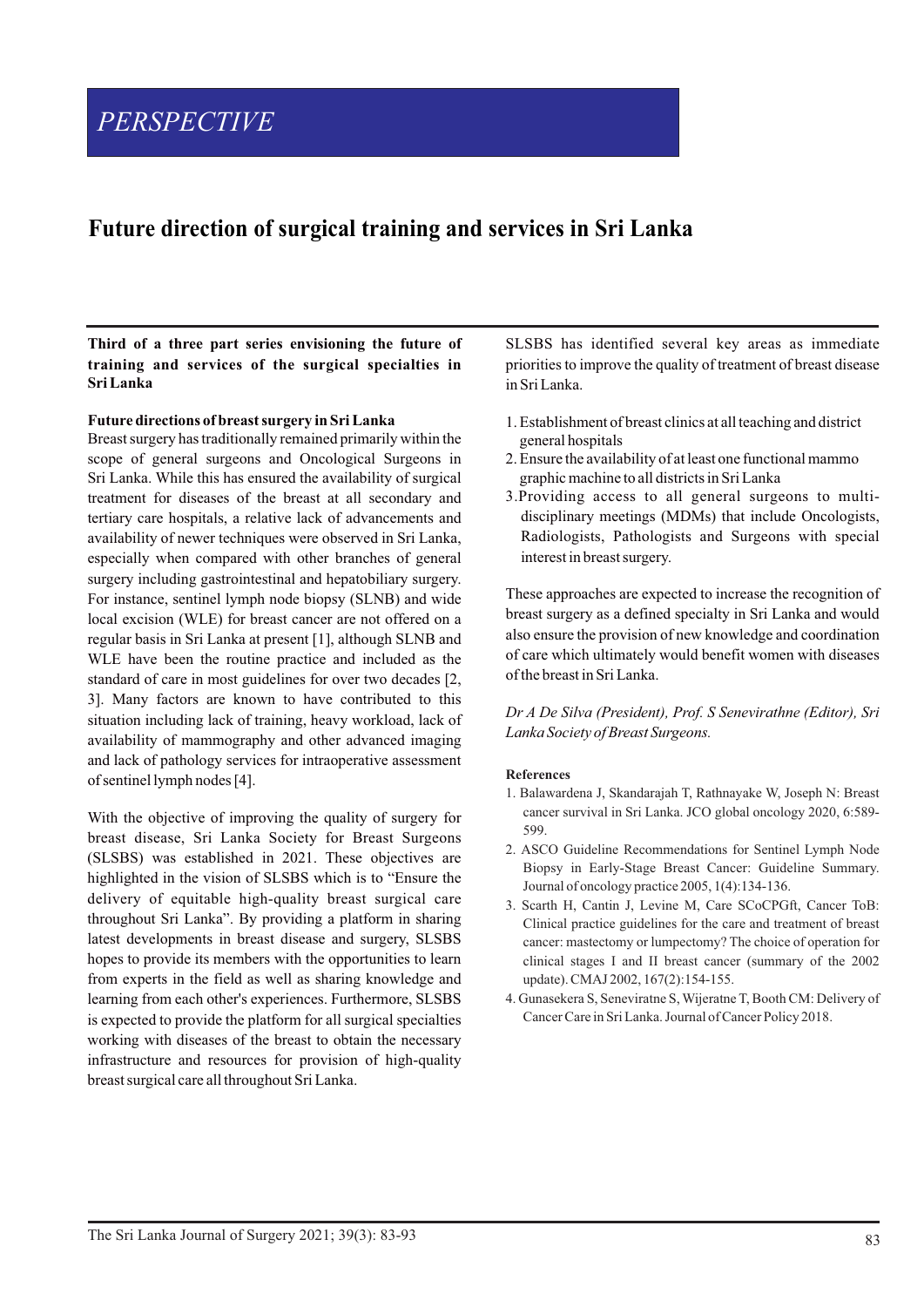# PERSPECTIVE

# Future direction of surgical training and services in Sri Lanka

**Third of a three part series envisioning the future of training and services of the surgical specialties in Sri Lanka**

## Future directions of breast surgery in Sri Lanka

Breast surgery has traditionally remained primarily within the scope of general surgeons and Oncological Surgeons in Sri Lanka. While this has ensured the availability of surgical treatment for diseases of the breast at all secondary and tertiary care hospitals, a relative lack of advancements and availability of newer techniques were observed in Sri Lanka, especially when compared with other branches of general surgery including gastrointestinal and hepatobiliary surgery. For instance, sentinel lymph node biopsy (SLNB) and wide local excision (WLE) for breast cancer are not offered on a regular basis in Sri Lanka at present [1], although SLNB and WLE have been the routine practice and included as the standard of care in most guidelines for over two decades [2, 3]. Many factors are known to have contributed to this situation including lack of training, heavy workload, lack of availability of mammography and other advanced imaging and lack of pathology services for intraoperative assessment of sentinel lymph nodes [4].

With the objective of improving the quality of surgery for breast disease, Sri Lanka Society for Breast Surgeons (SLSBS) was established in 2021. These objectives are highlighted in the vision of SLSBS which is to "Ensure the delivery of equitable high-quality breast surgical care throughout Sri Lanka". By providing a platform in sharing latest developments in breast disease and surgery, SLSBS hopes to provide its members with the opportunities to learn from experts in the field as well as sharing knowledge and learning from each other's experiences. Furthermore, SLSBS is expected to provide the platform for all surgical specialties working with diseases of the breast to obtain the necessary infrastructure and resources for provision of high-quality breast surgical care all throughout Sri Lanka.

SLSBS has identified several key areas as immediate priorities to improve the quality of treatment of breast disease in Sri Lanka.

1. Establishment of breast clinics at all teaching and district general hospitals
2. Ensure the availability of at least one functional mammo graphic machine to all districts in Sri Lanka
3. Providing access to all general surgeons to multi-disciplinary meetings (MDMs) that include Oncologists, Radiologists, Pathologists and Surgeons with special interest in breast surgery.

These approaches are expected to increase the recognition of breast surgery as a defined specialty in Sri Lanka and would also ensure the provision of new knowledge and coordination of care which ultimately would benefit women with diseases of the breast in Sri Lanka.

*Dr A De Silva (President), Prof. S Senevirathne (Editor), Sri Lanka Society of Breast Surgeons.*

### References

1. Balawardena J, Skandarajah T, Rathnayake W, Joseph N: Breast cancer survival in Sri Lanka. JCO global oncology 2020, 6:589-599.
2. ASCO Guideline Recommendations for Sentinel Lymph Node Biopsy in Early-Stage Breast Cancer: Guideline Summary. Journal of oncology practice 2005, 1(4):134-136.
3. Scarth H, Cantin J, Levine M, Care SCoCPGft, Cancer ToB: Clinical practice guidelines for the care and treatment of breast cancer: mastectomy or lumpectomy? The choice of operation for clinical stages I and II breast cancer (summary of the 2002 update). CMAJ 2002, 167(2):154-155.
4. Gunasekera S, Seneviratne S, Wijeratne T, Booth CM: Delivery of Cancer Care in Sri Lanka. Journal of Cancer Policy 2018.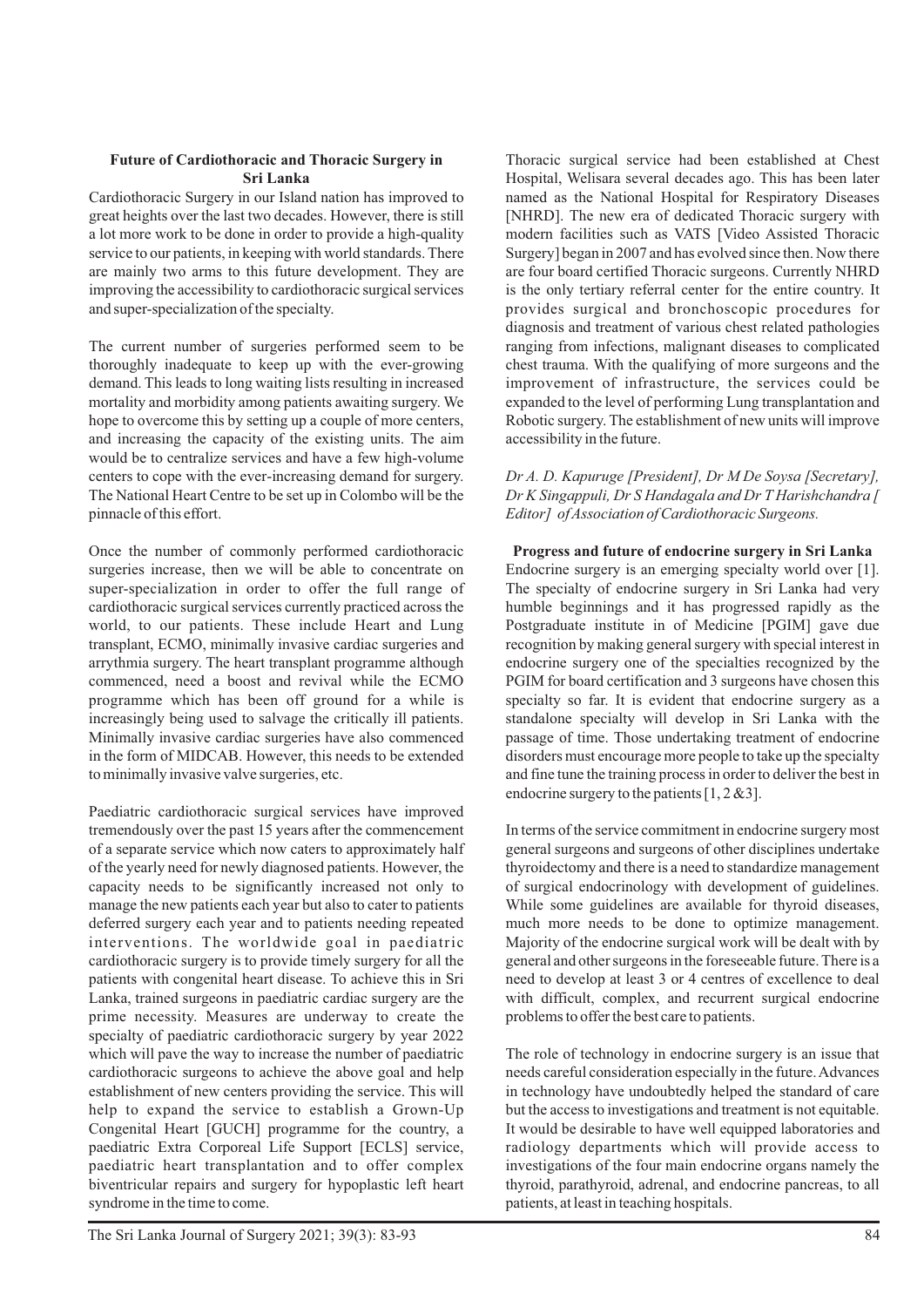## Future of Cardiothoracic and Thoracic Surgery in Sri Lanka

Cardiothoracic Surgery in our Island nation has improved to great heights over the last two decades. However, there is still a lot more work to be done in order to provide a high-quality service to our patients, in keeping with world standards. There are mainly two arms to this future development. They are improving the accessibility to cardiothoracic surgical services and super-specialization of the specialty.

The current number of surgeries performed seem to be thoroughly inadequate to keep up with the ever-growing demand. This leads to long waiting lists resulting in increased mortality and morbidity among patients awaiting surgery. We hope to overcome this by setting up a couple of more centers, and increasing the capacity of the existing units. The aim would be to centralize services and have a few high-volume centers to cope with the ever-increasing demand for surgery. The National Heart Centre to be set up in Colombo will be the pinnacle of this effort.

Once the number of commonly performed cardiothoracic surgeries increase, then we will be able to concentrate on super-specialization in order to offer the full range of cardiothoracic surgical services currently practiced across the world, to our patients. These include Heart and Lung transplant, ECMO, minimally invasive cardiac surgeries and arrythmia surgery. The heart transplant programme although commenced, need a boost and revival while the ECMO programme which has been off ground for a while is increasingly being used to salvage the critically ill patients. Minimally invasive cardiac surgeries have also commenced in the form of MIDCAB. However, this needs to be extended to minimally invasive valve surgeries, etc.

Paediatric cardiothoracic surgical services have improved tremendously over the past 15 years after the commencement of a separate service which now caters to approximately half of the yearly need for newly diagnosed patients. However, the capacity needs to be significantly increased not only to manage the new patients each year but also to cater to patients deferred surgery each year and to patients needing repeated interventions. The worldwide goal in paediatric cardiothoracic surgery is to provide timely surgery for all the patients with congenital heart disease. To achieve this in Sri Lanka, trained surgeons in paediatric cardiac surgery are the prime necessity. Measures are underway to create the specialty of paediatric cardiothoracic surgery by year 2022 which will pave the way to increase the number of paediatric cardiothoracic surgeons to achieve the above goal and help establishment of new centers providing the service. This will help to expand the service to establish a Grown-Up Congenital Heart [GUCH] programme for the country, a paediatric Extra Corporeal Life Support [ECLS] service, paediatric heart transplantation and to offer complex biventricular repairs and surgery for hypoplastic left heart syndrome in the time to come.

Thoracic surgical service had been established at Chest Hospital, Welisara several decades ago. This has been later named as the National Hospital for Respiratory Diseases [NHRD]. The new era of dedicated Thoracic surgery with modern facilities such as VATS [Video Assisted Thoracic Surgery] began in 2007 and has evolved since then. Now there are four board certified Thoracic surgeons. Currently NHRD is the only tertiary referral center for the entire country. It provides surgical and bronchoscopic procedures for diagnosis and treatment of various chest related pathologies ranging from infections, malignant diseases to complicated chest trauma. With the qualifying of more surgeons and the improvement of infrastructure, the services could be expanded to the level of performing Lung transplantation and Robotic surgery. The establishment of new units will improve accessibility in the future.

*Dr A. D. Kapuruge [President], Dr M De Soysa [Secretary], Dr K Singappuli, Dr S Handagala and Dr T Harishchandra [ Editor] of Association of Cardiothoracic Surgeons.*

## Progress and future of endocrine surgery in Sri Lanka

Endocrine surgery is an emerging specialty world over [1]. The specialty of endocrine surgery in Sri Lanka had very humble beginnings and it has progressed rapidly as the Postgraduate institute in of Medicine [PGIM] gave due recognition by making general surgery with special interest in endocrine surgery one of the specialties recognized by the PGIM for board certification and 3 surgeons have chosen this specialty so far. It is evident that endocrine surgery as a standalone specialty will develop in Sri Lanka with the passage of time. Those undertaking treatment of endocrine disorders must encourage more people to take up the specialty and fine tune the training process in order to deliver the best in endocrine surgery to the patients [1, 2 &3].

In terms of the service commitment in endocrine surgery most general surgeons and surgeons of other disciplines undertake thyroidectomy and there is a need to standardize management of surgical endocrinology with development of guidelines. While some guidelines are available for thyroid diseases, much more needs to be done to optimize management. Majority of the endocrine surgical work will be dealt with by general and other surgeons in the foreseeable future. There is a need to develop at least 3 or 4 centres of excellence to deal with difficult, complex, and recurrent surgical endocrine problems to offer the best care to patients.

The role of technology in endocrine surgery is an issue that needs careful consideration especially in the future. Advances in technology have undoubtedly helped the standard of care but the access to investigations and treatment is not equitable. It would be desirable to have well equipped laboratories and radiology departments which will provide access to investigations of the four main endocrine organs namely the thyroid, parathyroid, adrenal, and endocrine pancreas, to all patients, at least in teaching hospitals.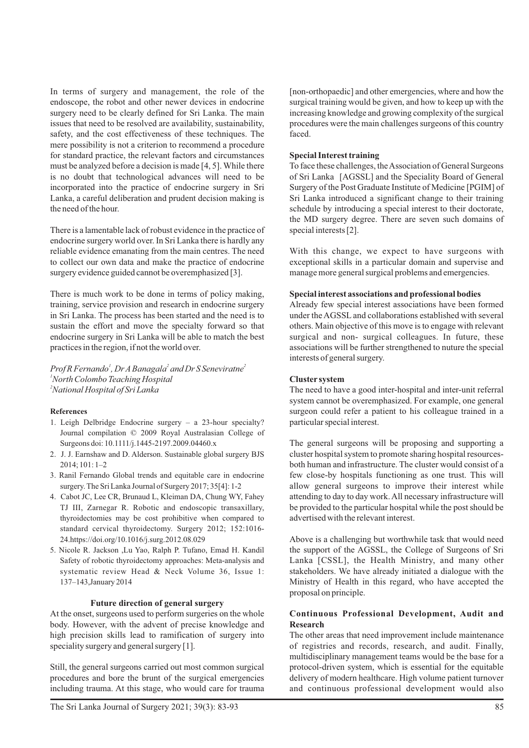In terms of surgery and management, the role of the endoscope, the robot and other newer devices in endocrine surgery need to be clearly defined for Sri Lanka. The main issues that need to be resolved are availability, sustainability, safety, and the cost effectiveness of these techniques. The mere possibility is not a criterion to recommend a procedure for standard practice, the relevant factors and circumstances must be analyzed before a decision is made [4, 5]. While there is no doubt that technological advances will need to be incorporated into the practice of endocrine surgery in Sri Lanka, a careful deliberation and prudent decision making is the need of the hour.

There is a lamentable lack of robust evidence in the practice of endocrine surgery world over. In Sri Lanka there is hardly any reliable evidence emanating from the main centres. The need to collect our own data and make the practice of endocrine surgery evidence guided cannot be overemphasized [3].

There is much work to be done in terms of policy making, training, service provision and research in endocrine surgery in Sri Lanka. The process has been started and the need is to sustain the effort and move the specialty forward so that endocrine surgery in Sri Lanka will be able to match the best practices in the region, if not the world over.

*Prof R Fernando[1], Dr A Banagala[2] and Dr S Seneviratne[2]*
*[1]North Colombo Teaching Hospital*
*[2]National Hospital of Sri Lanka*

**References**

1. Leigh Delbridge Endocrine surgery – a 23-hour specialty? Journal compilation © 2009 Royal Australasian College of Surgeons doi: 10.1111/j.1445-2197.2009.04460.x
2. J. J. Earnshaw and D. Alderson. Sustainable global surgery BJS 2014; 101: 1–2
3. Ranil Fernando Global trends and equitable care in endocrine surgery. The Sri Lanka Journal of Surgery 2017; 35[4]: 1-2
4. Cabot JC, Lee CR, Brunaud L, Kleiman DA, Chung WY, Fahey TJ III, Zarnegar R. Robotic and endoscopic transaxillary, thyroidectomies may be cost prohibitive when compared to standard cervical thyroidectomy. Surgery 2012; 152:1016-24.https://doi.org/10.1016/j.surg.2012.08.029
5. Nicole R. Jackson ,Lu Yao, Ralph P. Tufano, Emad H. Kandil Safety of robotic thyroidectomy approaches: Meta-analysis and systematic review Head & Neck Volume 36, Issue 1: 137–143,January 2014

## Future direction of general surgery

At the onset, surgeons used to perform surgeries on the whole body. However, with the advent of precise knowledge and high precision skills lead to ramification of surgery into speciality surgery and general surgery [1].

Still, the general surgeons carried out most common surgical procedures and bore the brunt of the surgical emergencies including trauma. At this stage, who would care for trauma [non-orthopaedic] and other emergencies, where and how the surgical training would be given, and how to keep up with the increasing knowledge and growing complexity of the surgical procedures were the main challenges surgeons of this country faced.

**Special Interest training**

To face these challenges, the Association of General Surgeons of Sri Lanka [AGSSL] and the Speciality Board of General Surgery of the Post Graduate Institute of Medicine [PGIM] of Sri Lanka introduced a significant change to their training schedule by introducing a special interest to their doctorate, the MD surgery degree. There are seven such domains of special interests [2].

With this change, we expect to have surgeons with exceptional skills in a particular domain and supervise and manage more general surgical problems and emergencies.

**Special interest associations and professional bodies**

Already few special interest associations have been formed under the AGSSL and collaborations established with several others. Main objective of this move is to engage with relevant surgical and non- surgical colleagues. In future, these associations will be further strengthened to nuture the special interests of general surgery.

**Cluster system**

The need to have a good inter-hospital and inter-unit referral system cannot be overemphasized. For example, one general surgeon could refer a patient to his colleague trained in a particular special interest.

The general surgeons will be proposing and supporting a cluster hospital system to promote sharing hospital resources-both human and infrastructure. The cluster would consist of a few close-by hospitals functioning as one trust. This will allow general surgeons to improve their interest while attending to day to day work. All necessary infrastructure will be provided to the particular hospital while the post should be advertised with the relevant interest.

Above is a challenging but worthwhile task that would need the support of the AGSSL, the College of Surgeons of Sri Lanka [CSSL], the Health Ministry, and many other stakeholders. We have already initiated a dialogue with the Ministry of Health in this regard, who have accepted the proposal on principle.

**Continuous Professional Development, Audit and Research**

The other areas that need improvement include maintenance of registries and records, research, and audit. Finally, multidisciplinary management teams would be the base for a protocol-driven system, which is essential for the equitable delivery of modern healthcare. High volume patient turnover and continuous professional development would also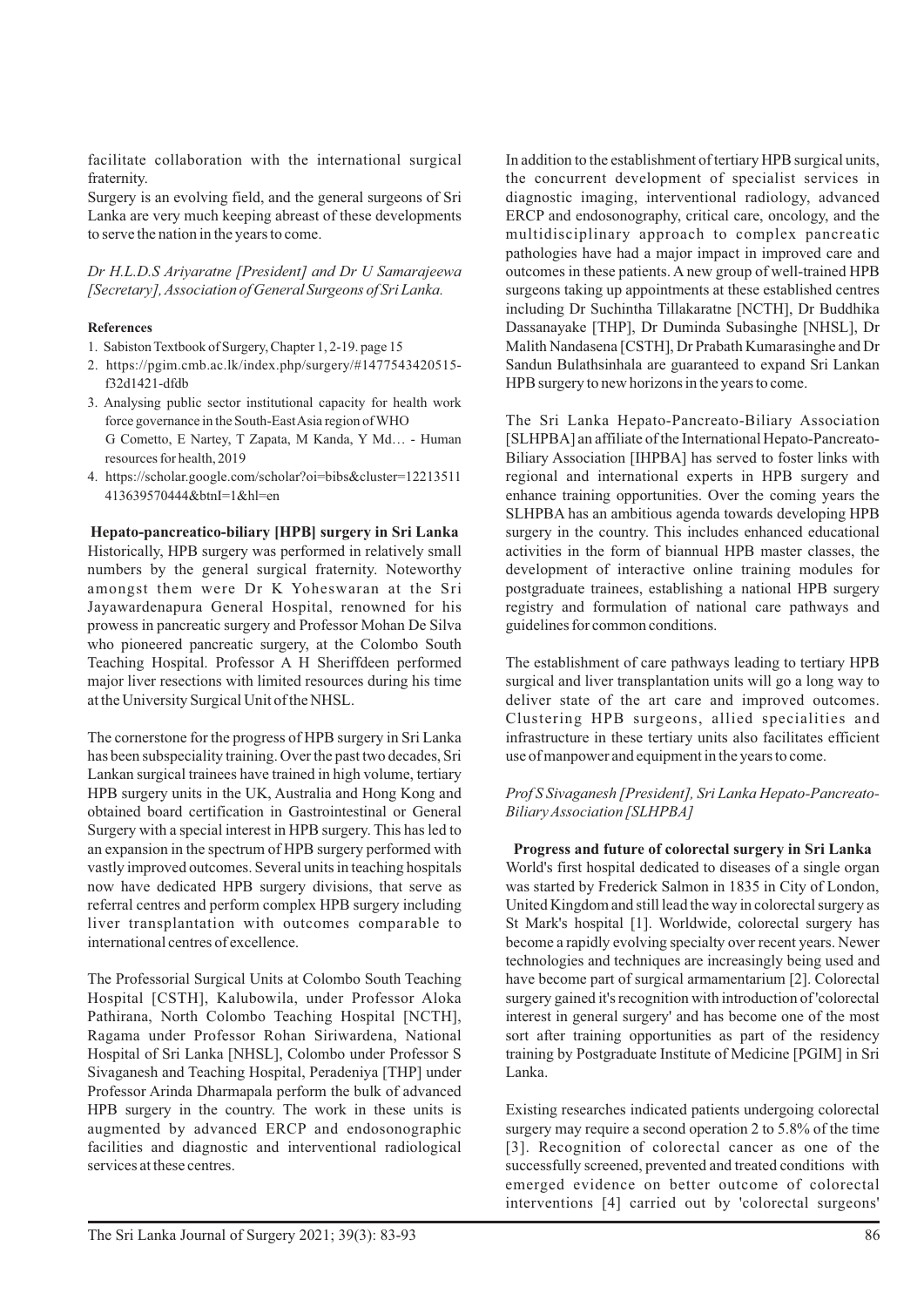facilitate collaboration with the international surgical fraternity.

Surgery is an evolving field, and the general surgeons of Sri Lanka are very much keeping abreast of these developments to serve the nation in the years to come.

*Dr H.L.D.S Ariyaratne [President] and Dr U Samarajeewa [Secretary], Association of General Surgeons of Sri Lanka.*

**References**

1. Sabiston Textbook of Surgery, Chapter 1, 2-19. page 15
2. https://pgim.cmb.ac.lk/index.php/surgery/#1477543420515-f32d1421-dfdb
3. Analysing public sector institutional capacity for health work force governance in the South-East Asia region of WHO G Cometto, E Nartey, T Zapata, M Kanda, Y Md… - Human resources for health, 2019
4. https://scholar.google.com/scholar?oi=bibs&cluster=12213511413639570444&btnI=1&hl=en

**Hepato-pancreatico-biliary [HPB] surgery in Sri Lanka**

Historically, HPB surgery was performed in relatively small numbers by the general surgical fraternity. Noteworthy amongst them were Dr K Yoheswaran at the Sri Jayawardenapura General Hospital, renowned for his prowess in pancreatic surgery and Professor Mohan De Silva who pioneered pancreatic surgery, at the Colombo South Teaching Hospital. Professor A H Sheriffdeen performed major liver resections with limited resources during his time at the University Surgical Unit of the NHSL.

The cornerstone for the progress of HPB surgery in Sri Lanka has been subspeciality training. Over the past two decades, Sri Lankan surgical trainees have trained in high volume, tertiary HPB surgery units in the UK, Australia and Hong Kong and obtained board certification in Gastrointestinal or General Surgery with a special interest in HPB surgery. This has led to an expansion in the spectrum of HPB surgery performed with vastly improved outcomes. Several units in teaching hospitals now have dedicated HPB surgery divisions, that serve as referral centres and perform complex HPB surgery including liver transplantation with outcomes comparable to international centres of excellence.

The Professorial Surgical Units at Colombo South Teaching Hospital [CSTH], Kalubowila, under Professor Aloka Pathirana, North Colombo Teaching Hospital [NCTH], Ragama under Professor Rohan Siriwardena, National Hospital of Sri Lanka [NHSL], Colombo under Professor S Sivaganesh and Teaching Hospital, Peradeniya [THP] under Professor Arinda Dharmapala perform the bulk of advanced HPB surgery in the country. The work in these units is augmented by advanced ERCP and endosonographic facilities and diagnostic and interventional radiological services at these centres.

In addition to the establishment of tertiary HPB surgical units, the concurrent development of specialist services in diagnostic imaging, interventional radiology, advanced ERCP and endosonography, critical care, oncology, and the multidisciplinary approach to complex pancreatic pathologies have had a major impact in improved care and outcomes in these patients. A new group of well-trained HPB surgeons taking up appointments at these established centres including Dr Suchintha Tillakaratne [NCTH], Dr Buddhika Dassanayake [THP], Dr Duminda Subasinghe [NHSL], Dr Malith Nandasena [CSTH], Dr Prabath Kumarasinghe and Dr Sandun Bulathsinhala are guaranteed to expand Sri Lankan HPB surgery to new horizons in the years to come.

The Sri Lanka Hepato-Pancreato-Biliary Association [SLHPBA] an affiliate of the International Hepato-Pancreato-Biliary Association [IHPBA] has served to foster links with regional and international experts in HPB surgery and enhance training opportunities. Over the coming years the SLHPBA has an ambitious agenda towards developing HPB surgery in the country. This includes enhanced educational activities in the form of biannual HPB master classes, the development of interactive online training modules for postgraduate trainees, establishing a national HPB surgery registry and formulation of national care pathways and guidelines for common conditions.

The establishment of care pathways leading to tertiary HPB surgical and liver transplantation units will go a long way to deliver state of the art care and improved outcomes. Clustering HPB surgeons, allied specialities and infrastructure in these tertiary units also facilitates efficient use of manpower and equipment in the years to come.

*Prof S Sivaganesh [President], Sri Lanka Hepato-Pancreato-Biliary Association [SLHPBA]*

**Progress and future of colorectal surgery in Sri Lanka**

World's first hospital dedicated to diseases of a single organ was started by Frederick Salmon in 1835 in City of London, United Kingdom and still lead the way in colorectal surgery as St Mark's hospital [1]. Worldwide, colorectal surgery has become a rapidly evolving specialty over recent years. Newer technologies and techniques are increasingly being used and have become part of surgical armamentarium [2]. Colorectal surgery gained it's recognition with introduction of 'colorectal interest in general surgery' and has become one of the most sort after training opportunities as part of the residency training by Postgraduate Institute of Medicine [PGIM] in Sri Lanka.

Existing researches indicated patients undergoing colorectal surgery may require a second operation 2 to 5.8% of the time [3]. Recognition of colorectal cancer as one of the successfully screened, prevented and treated conditions with emerged evidence on better outcome of colorectal interventions [4] carried out by 'colorectal surgeons'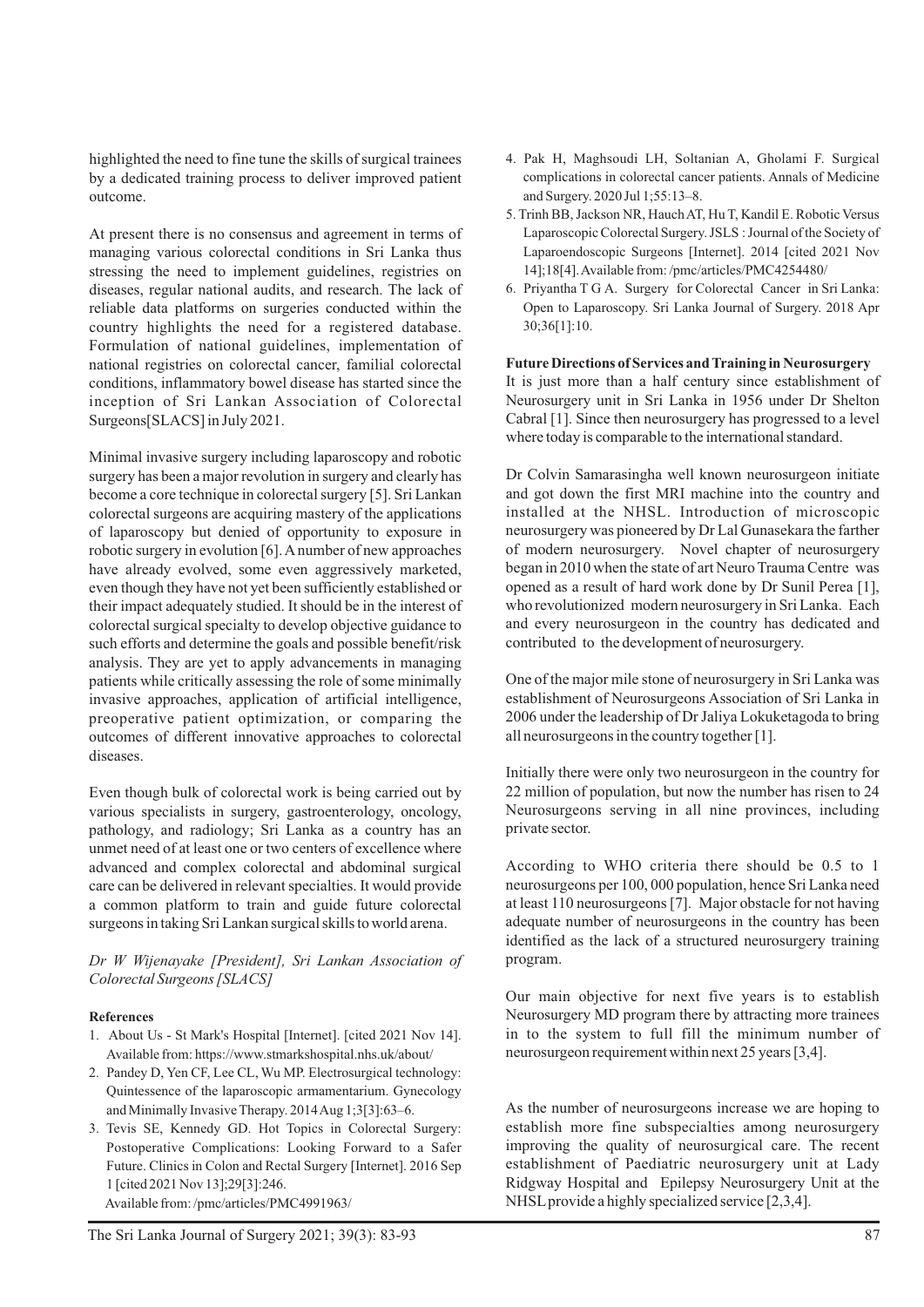highlighted the need to fine tune the skills of surgical trainees by a dedicated training process to deliver improved patient outcome.

At present there is no consensus and agreement in terms of managing various colorectal conditions in Sri Lanka thus stressing the need to implement guidelines, registries on diseases, regular national audits, and research. The lack of reliable data platforms on surgeries conducted within the country highlights the need for a registered database. Formulation of national guidelines, implementation of national registries on colorectal cancer, familial colorectal conditions, inflammatory bowel disease has started since the inception of Sri Lankan Association of Colorectal Surgeons[SLACS] in July 2021.

Minimal invasive surgery including laparoscopy and robotic surgery has been a major revolution in surgery and clearly has become a core technique in colorectal surgery [5]. Sri Lankan colorectal surgeons are acquiring mastery of the applications of laparoscopy but denied of opportunity to exposure in robotic surgery in evolution [6]. A number of new approaches have already evolved, some even aggressively marketed, even though they have not yet been sufficiently established or their impact adequately studied. It should be in the interest of colorectal surgical specialty to develop objective guidance to such efforts and determine the goals and possible benefit/risk analysis. They are yet to apply advancements in managing patients while critically assessing the role of some minimally invasive approaches, application of artificial intelligence, preoperative patient optimization, or comparing the outcomes of different innovative approaches to colorectal diseases.

Even though bulk of colorectal work is being carried out by various specialists in surgery, gastroenterology, oncology, pathology, and radiology; Sri Lanka as a country has an unmet need of at least one or two centers of excellence where advanced and complex colorectal and abdominal surgical care can be delivered in relevant specialties. It would provide a common platform to train and guide future colorectal surgeons in taking Sri Lankan surgical skills to world arena.

*Dr W Wijenayake [President], Sri Lankan Association of Colorectal Surgeons [SLACS]*

**References**

1. About Us - St Mark's Hospital [Internet]. [cited 2021 Nov 14]. Available from: https://www.stmarkshospital.nhs.uk/about/
2. Pandey D, Yen CF, Lee CL, Wu MP. Electrosurgical technology: Quintessence of the laparoscopic armamentarium. Gynecology and Minimally Invasive Therapy. 2014 Aug 1;3[3]:63–6.
3. Tevis SE, Kennedy GD. Hot Topics in Colorectal Surgery: Postoperative Complications: Looking Forward to a Safer Future. Clinics in Colon and Rectal Surgery [Internet]. 2016 Sep 1 [cited 2021 Nov 13];29[3]:246. Available from: /pmc/articles/PMC4991963/
4. Pak H, Maghsoudi LH, Soltanian A, Gholami F. Surgical complications in colorectal cancer patients. Annals of Medicine and Surgery. 2020 Jul 1;55:13–8.
5. Trinh BB, Jackson NR, Hauch AT, Hu T, Kandil E. Robotic Versus Laparoscopic Colorectal Surgery. JSLS : Journal of the Society of Laparoendoscopic Surgeons [Internet]. 2014 [cited 2021 Nov 14];18[4]. Available from: /pmc/articles/PMC4254480/
6. Priyantha T G A. Surgery for Colorectal Cancer in Sri Lanka: Open to Laparoscopy. Sri Lanka Journal of Surgery. 2018 Apr 30;36[1]:10.

**Future Directions of Services and Training in Neurosurgery**

It is just more than a half century since establishment of Neurosurgery unit in Sri Lanka in 1956 under Dr Shelton Cabral [1]. Since then neurosurgery has progressed to a level where today is comparable to the international standard.

Dr Colvin Samarasingha well known neurosurgeon initiate and got down the first MRI machine into the country and installed at the NHSL. Introduction of microscopic neurosurgery was pioneered by Dr Lal Gunasekara the farther of modern neurosurgery. Novel chapter of neurosurgery began in 2010 when the state of art Neuro Trauma Centre was opened as a result of hard work done by Dr Sunil Perea [1], who revolutionized modern neurosurgery in Sri Lanka. Each and every neurosurgeon in the country has dedicated and contributed to the development of neurosurgery.

One of the major mile stone of neurosurgery in Sri Lanka was establishment of Neurosurgeons Association of Sri Lanka in 2006 under the leadership of Dr Jaliya Lokuketagoda to bring all neurosurgeons in the country together [1].

Initially there were only two neurosurgeon in the country for 22 million of population, but now the number has risen to 24 Neurosurgeons serving in all nine provinces, including private sector.

According to WHO criteria there should be 0.5 to 1 neurosurgeons per 100, 000 population, hence Sri Lanka need at least 110 neurosurgeons [7]. Major obstacle for not having adequate number of neurosurgeons in the country has been identified as the lack of a structured neurosurgery training program.

Our main objective for next five years is to establish Neurosurgery MD program there by attracting more trainees in to the system to full fill the minimum number of neurosurgeon requirement within next 25 years [3,4].

As the number of neurosurgeons increase we are hoping to establish more fine subspecialties among neurosurgery improving the quality of neurosurgical care. The recent establishment of Paediatric neurosurgery unit at Lady Ridgway Hospital and Epilepsy Neurosurgery Unit at the NHSL provide a highly specialized service [2,3,4].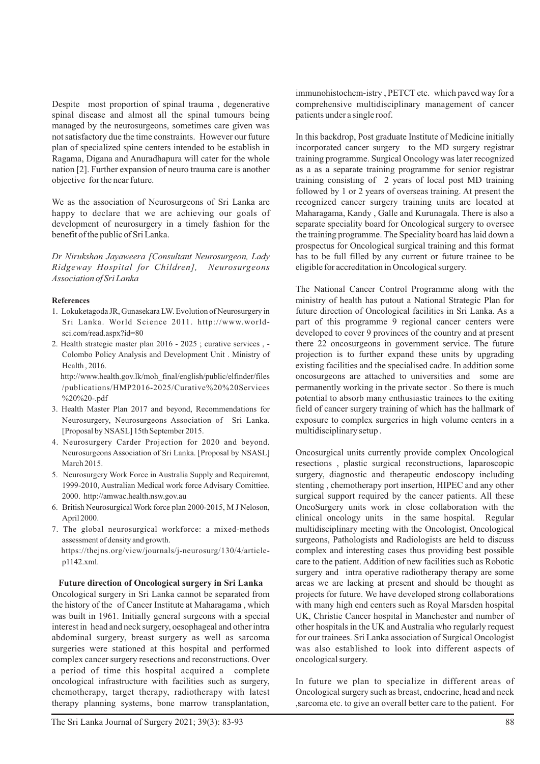Despite most proportion of spinal trauma , degenerative spinal disease and almost all the spinal tumours being managed by the neurosurgeons, sometimes care given was not satisfactory due the time constraints. However our future plan of specialized spine centers intended to be establish in Ragama, Digana and Anuradhapura will cater for the whole nation [2]. Further expansion of neuro trauma care is another objective for the near future.

We as the association of Neurosurgeons of Sri Lanka are happy to declare that we are achieving our goals of development of neurosurgery in a timely fashion for the benefit of the public of Sri Lanka.

*Dr Nirukshan Jayaweera [Consultant Neurosurgeon, Lady Ridgeway Hospital for Children], Neurosurgeons Association of Sri Lanka*

**References**

1. Lokuketagoda JR, Gunasekara LW. Evolution of Neurosurgery in Sri Lanka. World Science 2011. http://www.world-sci.com/read.aspx?id=80
2. Health strategic master plan 2016 - 2025 ; curative services , - Colombo Policy Analysis and Development Unit . Ministry of Health , 2016. http://www.health.gov.lk/moh_final/english/public/elfinder/files/publications/HMP2016-2025/Curative%20Services%20%20-.pdf
3. Health Master Plan 2017 and beyond, Recommendations for Neurosurgery, Neurosurgeons Association of Sri Lanka. [Proposal by NSASL] 15th September 2015.
4. Neurosurgery Carder Projection for 2020 and beyond. Neurosurgeons Association of Sri Lanka. [Proposal by NSASL] March 2015.
5. Neurosurgery Work Force in Australia Supply and Requiremnt, 1999-2010, Australian Medical work force Advisary Comittiee. 2000. http://amwac.health.nsw.gov.au
6. British Neurosurgical Work force plan 2000-2015, M J Neloson, April 2000.
7. The global neurosurgical workforce: a mixed-methods assessment of density and growth. https://thejns.org/view/journals/j-neurosurg/130/4/article-p1142.xml.

## Future direction of Oncological surgery in Sri Lanka

Oncological surgery in Sri Lanka cannot be separated from the history of the of Cancer Institute at Maharagama , which was built in 1961. Initially general surgeons with a special interest in head and neck surgery, oesophageal and other intra abdominal surgery, breast surgery as well as sarcoma surgeries were stationed at this hospital and performed complex cancer surgery resections and reconstructions. Over a period of time this hospital acquired a complete oncological infrastructure with facilities such as surgery, chemotherapy, target therapy, radiotherapy with latest therapy planning systems, bone marrow transplantation, immunohistochem-istry , PETCT etc. which paved way for a comprehensive multidisciplinary management of cancer patients under a single roof.

In this backdrop, Post graduate Institute of Medicine initially incorporated cancer surgery to the MD surgery registrar training programme. Surgical Oncology was later recognized as a as a separate training programme for senior registrar training consisting of 2 years of local post MD training followed by 1 or 2 years of overseas training. At present the recognized cancer surgery training units are located at Maharagama, Kandy , Galle and Kurunagala. There is also a separate speciality board for Oncological surgery to oversee the training programme. The Speciality board has laid down a prospectus for Oncological surgical training and this format has to be full filled by any current or future trainee to be eligible for accreditation in Oncological surgery.

The National Cancer Control Programme along with the ministry of health has putout a National Strategic Plan for future direction of Oncological facilities in Sri Lanka. As a part of this programme 9 regional cancer centers were developed to cover 9 provinces of the country and at present there 22 oncosurgeons in government service. The future projection is to further expand these units by upgrading existing facilities and the specialised cadre. In addition some oncosurgeons are attached to universities and some are permanently working in the private sector . So there is much potential to absorb many enthusiastic trainees to the exiting field of cancer surgery training of which has the hallmark of exposure to complex surgeries in high volume centers in a multidisciplinary setup .

Oncosurgical units currently provide complex Oncological resections , plastic surgical reconstructions, laparoscopic surgery, diagnostic and therapeutic endoscopy including stenting , chemotherapy port insertion, HIPEC and any other surgical support required by the cancer patients. All these OncoSurgery units work in close collaboration with the clinical oncology units in the same hospital. Regular multidisciplinary meeting with the Oncologist, Oncological surgeons, Pathologists and Radiologists are held to discuss complex and interesting cases thus providing best possible care to the patient. Addition of new facilities such as Robotic surgery and intra operative radiotherapy therapy are some areas we are lacking at present and should be thought as projects for future. We have developed strong collaborations with many high end centers such as Royal Marsden hospital UK, Christie Cancer hospital in Manchester and number of other hospitals in the UK and Australia who regularly request for our trainees. Sri Lanka association of Surgical Oncologist was also established to look into different aspects of oncological surgery.

In future we plan to specialize in different areas of Oncological surgery such as breast, endocrine, head and neck ,sarcoma etc. to give an overall better care to the patient. For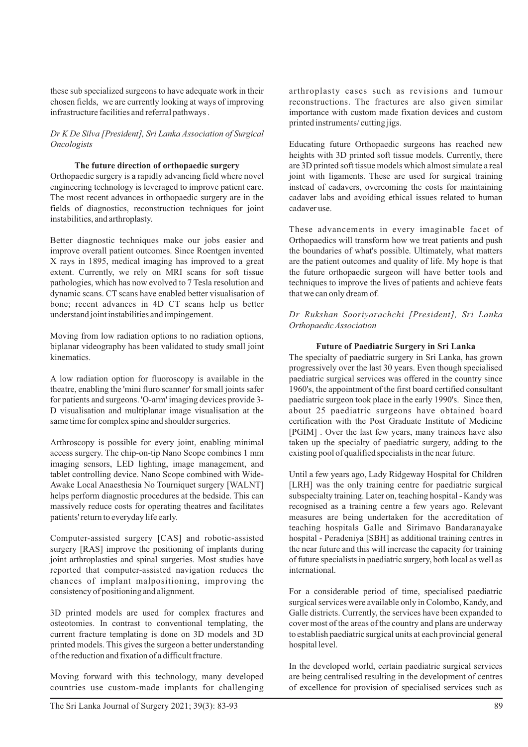these sub specialized surgeons to have adequate work in their chosen fields, we are currently looking at ways of improving infrastructure facilities and referral pathways .

*Dr K De Silva [President], Sri Lanka Association of Surgical Oncologists*

### The future direction of orthopaedic surgery

Orthopaedic surgery is a rapidly advancing field where novel engineering technology is leveraged to improve patient care. The most recent advances in orthopaedic surgery are in the fields of diagnostics, reconstruction techniques for joint instabilities, and arthroplasty.

Better diagnostic techniques make our jobs easier and improve overall patient outcomes. Since Roentgen invented X rays in 1895, medical imaging has improved to a great extent. Currently, we rely on MRI scans for soft tissue pathologies, which has now evolved to 7 Tesla resolution and dynamic scans. CT scans have enabled better visualisation of bone; recent advances in 4D CT scans help us better understand joint instabilities and impingement.

Moving from low radiation options to no radiation options, biplanar videography has been validated to study small joint kinematics.

A low radiation option for fluoroscopy is available in the theatre, enabling the 'mini fluro scanner' for small joints safer for patients and surgeons. 'O-arm' imaging devices provide 3-D visualisation and multiplanar image visualisation at the same time for complex spine and shoulder surgeries.

Arthroscopy is possible for every joint, enabling minimal access surgery. The chip-on-tip Nano Scope combines 1 mm imaging sensors, LED lighting, image management, and tablet controlling device. Nano Scope combined with Wide-Awake Local Anaesthesia No Tourniquet surgery [WALNT] helps perform diagnostic procedures at the bedside. This can massively reduce costs for operating theatres and facilitates patients' return to everyday life early.

Computer-assisted surgery [CAS] and robotic-assisted surgery [RAS] improve the positioning of implants during joint arthroplasties and spinal surgeries. Most studies have reported that computer-assisted navigation reduces the chances of implant malpositioning, improving the consistency of positioning and alignment.

3D printed models are used for complex fractures and osteotomies. In contrast to conventional templating, the current fracture templating is done on 3D models and 3D printed models. This gives the surgeon a better understanding of the reduction and fixation of a difficult fracture.

Moving forward with this technology, many developed countries use custom-made implants for challenging arthroplasty cases such as revisions and tumour reconstructions. The fractures are also given similar importance with custom made fixation devices and custom printed instruments/ cutting jigs.

Educating future Orthopaedic surgeons has reached new heights with 3D printed soft tissue models. Currently, there are 3D printed soft tissue models which almost simulate a real joint with ligaments. These are used for surgical training instead of cadavers, overcoming the costs for maintaining cadaver labs and avoiding ethical issues related to human cadaver use.

These advancements in every imaginable facet of Orthopaedics will transform how we treat patients and push the boundaries of what's possible. Ultimately, what matters are the patient outcomes and quality of life. My hope is that the future orthopaedic surgeon will have better tools and techniques to improve the lives of patients and achieve feats that we can only dream of.

*Dr Rukshan Sooriyarachchi [President], Sri Lanka Orthopaedic Association*

### Future of Paediatric Surgery in Sri Lanka

The specialty of paediatric surgery in Sri Lanka, has grown progressively over the last 30 years. Even though specialised paediatric surgical services was offered in the country since 1960's, the appointment of the first board certified consultant paediatric surgeon took place in the early 1990's. Since then, about 25 paediatric surgeons have obtained board certification with the Post Graduate Institute of Medicine [PGIM] . Over the last few years, many trainees have also taken up the specialty of paediatric surgery, adding to the existing pool of qualified specialists in the near future.

Until a few years ago, Lady Ridgeway Hospital for Children [LRH] was the only training centre for paediatric surgical subspecialty training. Later on, teaching hospital - Kandy was recognised as a training centre a few years ago. Relevant measures are being undertaken for the accreditation of teaching hospitals Galle and Sirimavo Bandaranayake hospital - Peradeniya [SBH] as additional training centres in the near future and this will increase the capacity for training of future specialists in paediatric surgery, both local as well as international.

For a considerable period of time, specialised paediatric surgical services were available only in Colombo, Kandy, and Galle districts. Currently, the services have been expanded to cover most of the areas of the country and plans are underway to establish paediatric surgical units at each provincial general hospital level.

In the developed world, certain paediatric surgical services are being centralised resulting in the development of centres of excellence for provision of specialised services such as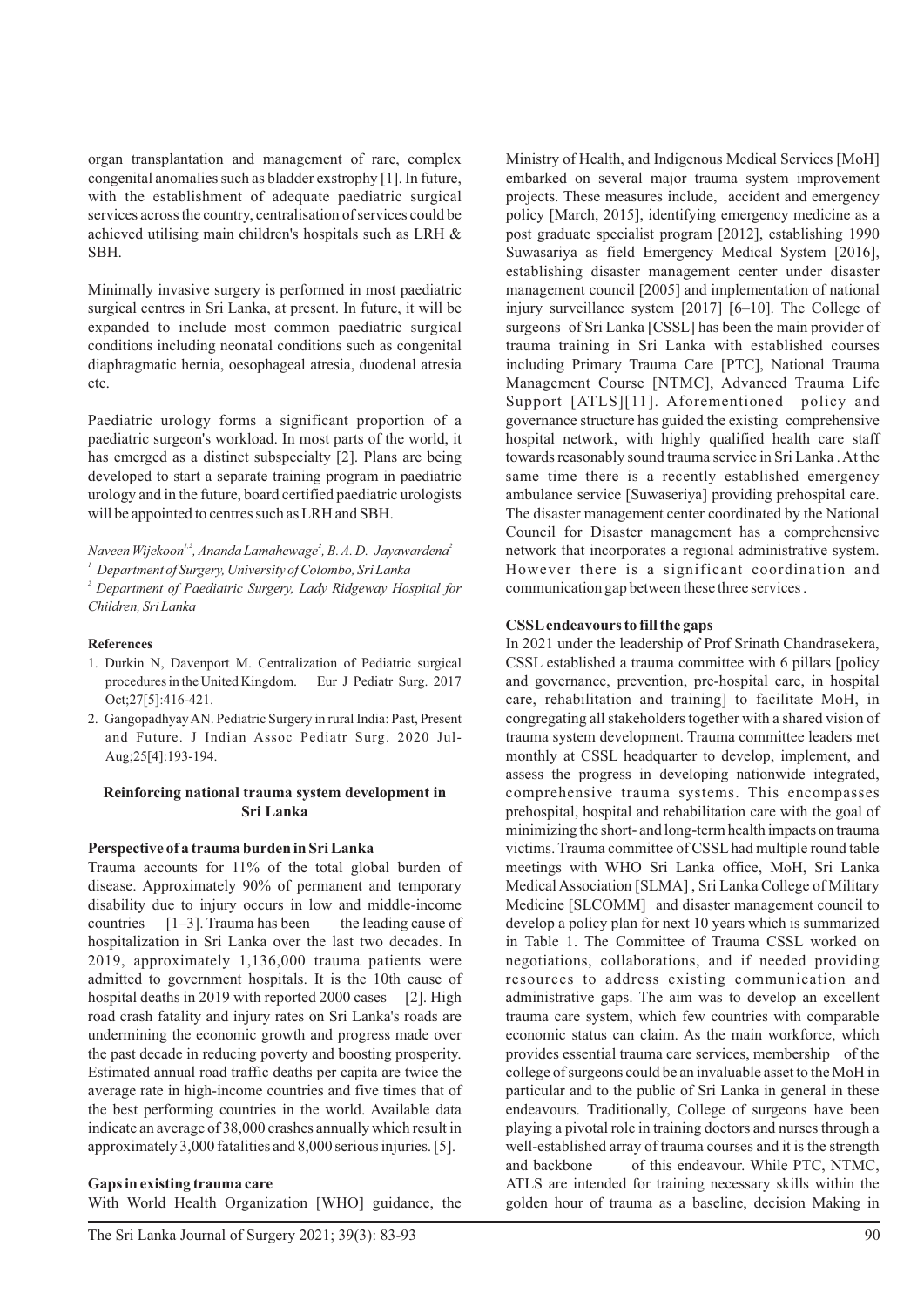organ transplantation and management of rare, complex congenital anomalies such as bladder exstrophy [1]. In future, with the establishment of adequate paediatric surgical services across the country, centralisation of services could be achieved utilising main children's hospitals such as LRH & SBH.

Minimally invasive surgery is performed in most paediatric surgical centres in Sri Lanka, at present. In future, it will be expanded to include most common paediatric surgical conditions including neonatal conditions such as congenital diaphragmatic hernia, oesophageal atresia, duodenal atresia etc.

Paediatric urology forms a significant proportion of a paediatric surgeon's workload. In most parts of the world, it has emerged as a distinct subspecialty [2]. Plans are being developed to start a separate training program in paediatric urology and in the future, board certified paediatric urologists will be appointed to centres such as LRH and SBH.

*Naveen Wijekoon[1,2], Ananda Lamahewage[2], B. A. D. Jayawardena[2]*

*[1] Department of Surgery, University of Colombo, Sri Lanka*

*[2] Department of Paediatric Surgery, Lady Ridgeway Hospital for Children, Sri Lanka*

**References**

1. Durkin N, Davenport M. Centralization of Pediatric surgical procedures in the United Kingdom. Eur J Pediatr Surg. 2017 Oct;27[5]:416-421.
2. Gangopadhyay AN. Pediatric Surgery in rural India: Past, Present and Future. J Indian Assoc Pediatr Surg. 2020 Jul-Aug;25[4]:193-194.

## Reinforcing national trauma system development in Sri Lanka

**Perspective of a trauma burden in Sri Lanka**

Trauma accounts for 11% of the total global burden of disease. Approximately 90% of permanent and temporary disability due to injury occurs in low and middle-income countries [1–3]. Trauma has been the leading cause of hospitalization in Sri Lanka over the last two decades. In 2019, approximately 1,136,000 trauma patients were admitted to government hospitals. It is the 10th cause of hospital deaths in 2019 with reported 2000 cases [2]. High road crash fatality and injury rates on Sri Lanka's roads are undermining the economic growth and progress made over the past decade in reducing poverty and boosting prosperity. Estimated annual road traffic deaths per capita are twice the average rate in high-income countries and five times that of the best performing countries in the world. Available data indicate an average of 38,000 crashes annually which result in approximately 3,000 fatalities and 8,000 serious injuries. [5].

**Gaps in existing trauma care**

With World Health Organization [WHO] guidance, the Ministry of Health, and Indigenous Medical Services [MoH] embarked on several major trauma system improvement projects. These measures include, accident and emergency policy [March, 2015], identifying emergency medicine as a post graduate specialist program [2012], establishing 1990 Suwasariya as field Emergency Medical System [2016], establishing disaster management center under disaster management council [2005] and implementation of national injury surveillance system [2017] [6–10]. The College of surgeons of Sri Lanka [CSSL] has been the main provider of trauma training in Sri Lanka with established courses including Primary Trauma Care [PTC], National Trauma Management Course [NTMC], Advanced Trauma Life Support [ATLS][11]. Aforementioned policy and governance structure has guided the existing comprehensive hospital network, with highly qualified health care staff towards reasonably sound trauma service in Sri Lanka . At the same time there is a recently established emergency ambulance service [Suwaseriya] providing prehospital care. The disaster management center coordinated by the National Council for Disaster management has a comprehensive network that incorporates a regional administrative system. However there is a significant coordination and communication gap between these three services .

**CSSL endeavours to fill the gaps**

In 2021 under the leadership of Prof Srinath Chandrasekera, CSSL established a trauma committee with 6 pillars [policy and governance, prevention, pre-hospital care, in hospital care, rehabilitation and training] to facilitate MoH, in congregating all stakeholders together with a shared vision of trauma system development. Trauma committee leaders met monthly at CSSL headquarter to develop, implement, and assess the progress in developing nationwide integrated, comprehensive trauma systems. This encompasses prehospital, hospital and rehabilitation care with the goal of minimizing the short- and long-term health impacts on trauma victims. Trauma committee of CSSL had multiple round table meetings with WHO Sri Lanka office, MoH, Sri Lanka Medical Association [SLMA] , Sri Lanka College of Military Medicine [SLCOMM] and disaster management council to develop a policy plan for next 10 years which is summarized in Table 1. The Committee of Trauma CSSL worked on negotiations, collaborations, and if needed providing resources to address existing communication and administrative gaps. The aim was to develop an excellent trauma care system, which few countries with comparable economic status can claim. As the main workforce, which provides essential trauma care services, membership of the college of surgeons could be an invaluable asset to the MoH in particular and to the public of Sri Lanka in general in these endeavours. Traditionally, College of surgeons have been playing a pivotal role in training doctors and nurses through a well-established array of trauma courses and it is the strength and backbone of this endeavour. While PTC, NTMC, ATLS are intended for training necessary skills within the golden hour of trauma as a baseline, decision Making in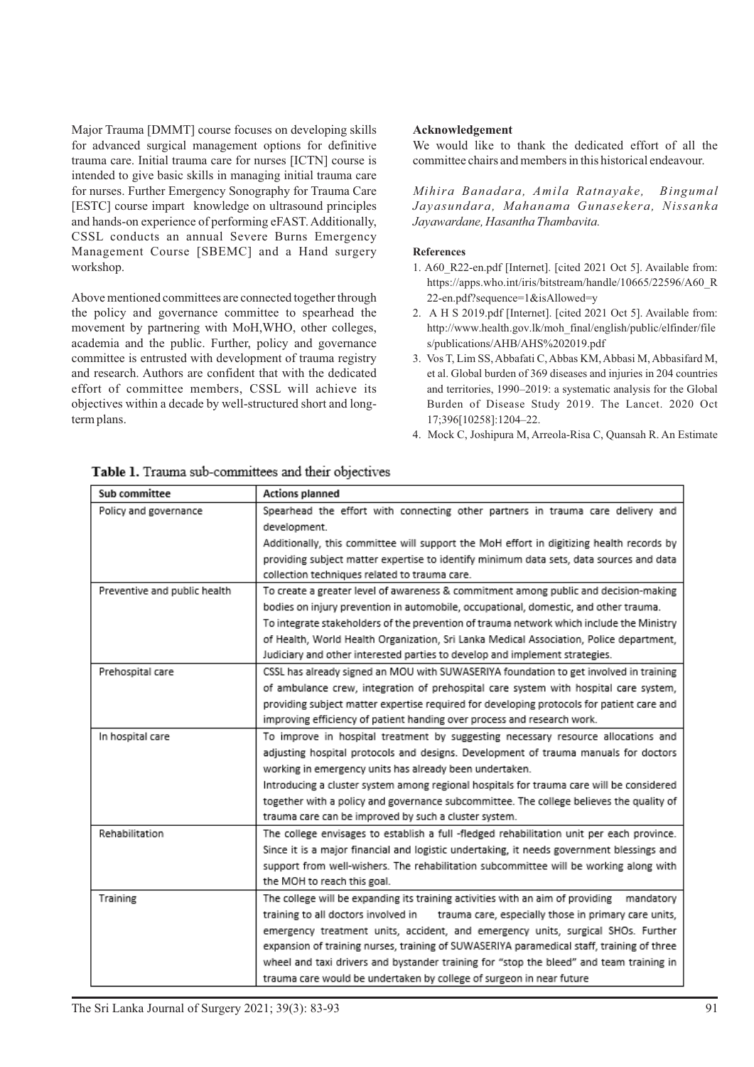Major Trauma [DMMT] course focuses on developing skills for advanced surgical management options for definitive trauma care. Initial trauma care for nurses [ICTN] course is intended to give basic skills in managing initial trauma care for nurses. Further Emergency Sonography for Trauma Care [ESTC] course impart knowledge on ultrasound principles and hands-on experience of performing eFAST. Additionally, CSSL conducts an annual Severe Burns Emergency Management Course [SBEMC] and a Hand surgery workshop.

Above mentioned committees are connected together through the policy and governance committee to spearhead the movement by partnering with MoH,WHO, other colleges, academia and the public. Further, policy and governance committee is entrusted with development of trauma registry and research. Authors are confident that with the dedicated effort of committee members, CSSL will achieve its objectives within a decade by well-structured short and long-term plans.

**Acknowledgement**

We would like to thank the dedicated effort of all the committee chairs and members in this historical endeavour.

*Mihira Banadara, Amila Ratnayake, Bingumal Jayasundara, Mahanama Gunasekera, Nissanka Jayawardane, Hasantha Thambavita.*

**References**

1. A60_R22-en.pdf [Internet]. [cited 2021 Oct 5]. Available from: https://apps.who.int/iris/bitstream/handle/10665/22596/A60_R22-en.pdf?sequence=1&isAllowed=y
2. A H S 2019.pdf [Internet]. [cited 2021 Oct 5]. Available from: http://www.health.gov.lk/moh_final/english/public/elfinder/files/publications/AHB/AHS%202019.pdf
3. Vos T, Lim SS, Abbafati C, Abbas KM, Abbasi M, Abbasifard M, et al. Global burden of 369 diseases and injuries in 204 countries and territories, 1990–2019: a systematic analysis for the Global Burden of Disease Study 2019. The Lancet. 2020 Oct 17;396[10258]:1204–22.
4. Mock C, Joshipura M, Arreola-Risa C, Quansah R. An Estimate

**Table 1.** Trauma sub-committees and their objectives

| Sub committee | Actions planned |
| --- | --- |
| Policy and governance | Spearhead the effort with connecting other partners in trauma care delivery and development. Additionally, this committee will support the MoH effort in digitizing health records by providing subject matter expertise to identify minimum data sets, data sources and data collection techniques related to trauma care. |
| Preventive and public health | To create a greater level of awareness & commitment among public and decision-making bodies on injury prevention in automobile, occupational, domestic, and other trauma. To integrate stakeholders of the prevention of trauma network which include the Ministry of Health, World Health Organization, Sri Lanka Medical Association, Police department, Judiciary and other interested parties to develop and implement strategies. |
| Prehospital care | CSSL has already signed an MOU with SUWASERIYA foundation to get involved in training of ambulance crew, integration of prehospital care system with hospital care system, providing subject matter expertise required for developing protocols for patient care and improving efficiency of patient handing over process and research work. |
| In hospital care | To improve in hospital treatment by suggesting necessary resource allocations and adjusting hospital protocols and designs. Development of trauma manuals for doctors working in emergency units has already been undertaken. Introducing a cluster system among regional hospitals for trauma care will be considered together with a policy and governance subcommittee. The college believes the quality of trauma care can be improved by such a cluster system. |
| Rehabilitation | The college envisages to establish a full -fledged rehabilitation unit per each province. Since it is a major financial and logistic undertaking, it needs government blessings and support from well-wishers. The rehabilitation subcommittee will be working along with the MOH to reach this goal. |
| Training | The college will be expanding its training activities with an aim of providing mandatory training to all doctors involved in trauma care, especially those in primary care units, emergency treatment units, accident, and emergency units, surgical SHOs. Further expansion of training nurses, training of SUWASERIYA paramedical staff, training of three wheel and taxi drivers and bystander training for "stop the bleed" and team training in trauma care would be undertaken by college of surgeon in near future |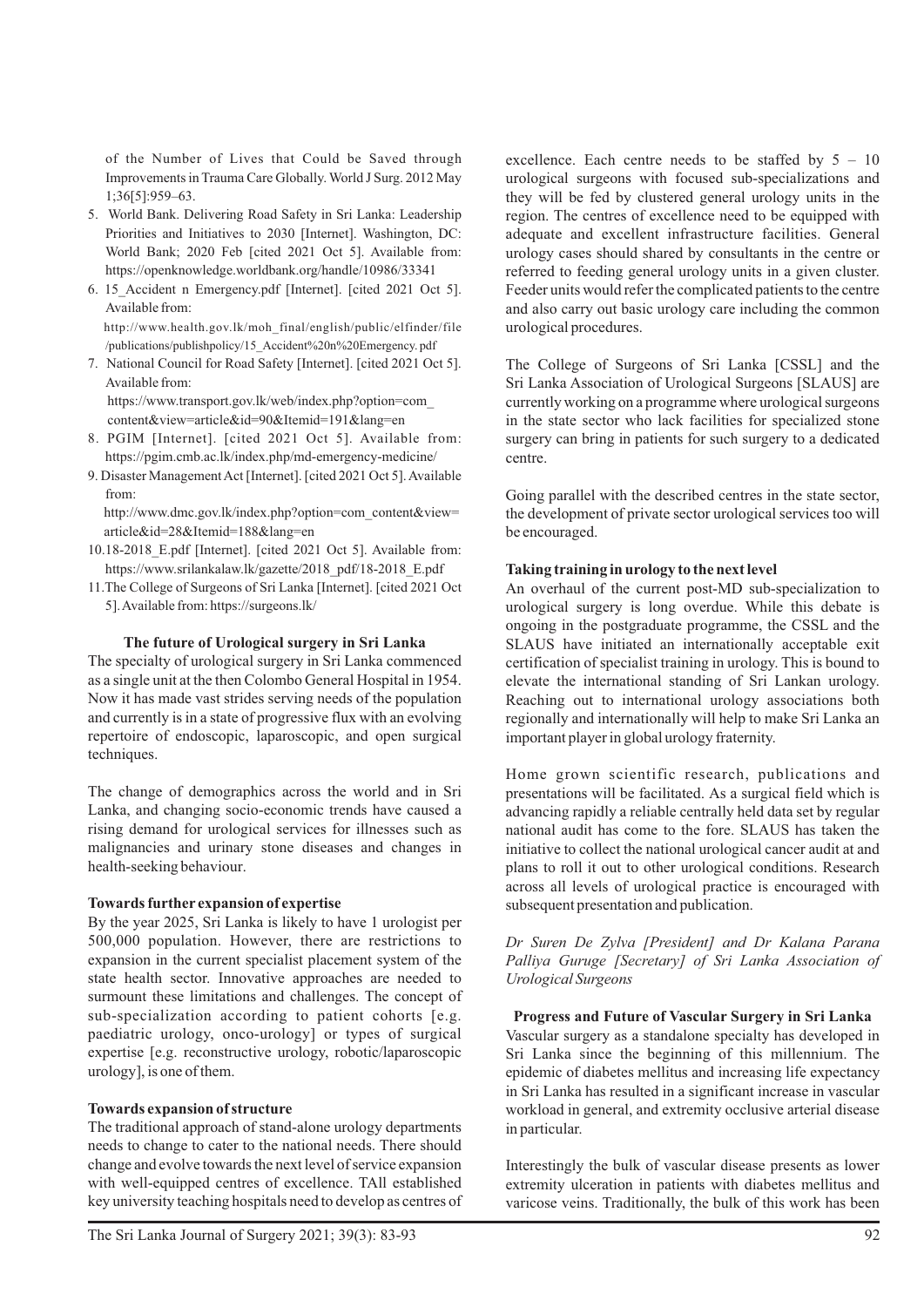of the Number of Lives that Could be Saved through Improvements in Trauma Care Globally. World J Surg. 2012 May 1;36[5]:959–63.

5. World Bank. Delivering Road Safety in Sri Lanka: Leadership Priorities and Initiatives to 2030 [Internet]. Washington, DC: World Bank; 2020 Feb [cited 2021 Oct 5]. Available from: https://openknowledge.worldbank.org/handle/10986/33341
6. 15_Accident n Emergency.pdf [Internet]. [cited 2021 Oct 5]. Available from: http://www.health.gov.lk/moh_final/english/public/elfinder/file/publications/publishpolicy/15_Accident%20n%20Emergency.pdf
7. National Council for Road Safety [Internet]. [cited 2021 Oct 5]. Available from: https://www.transport.gov.lk/web/index.php?option=com_content&view=article&id=90&Itemid=191&lang=en
8. PGIM [Internet]. [cited 2021 Oct 5]. Available from: https://pgim.cmb.ac.lk/index.php/md-emergency-medicine/
9. Disaster Management Act [Internet]. [cited 2021 Oct 5]. Available from: http://www.dmc.gov.lk/index.php?option=com_content&view=article&id=28&Itemid=188&lang=en
10. 18-2018_E.pdf [Internet]. [cited 2021 Oct 5]. Available from: https://www.srilankalaw.lk/gazette/2018_pdf/18-2018_E.pdf
11. The College of Surgeons of Sri Lanka [Internet]. [cited 2021 Oct 5]. Available from: https://surgeons.lk/

## The future of Urological surgery in Sri Lanka

The specialty of urological surgery in Sri Lanka commenced as a single unit at the then Colombo General Hospital in 1954. Now it has made vast strides serving needs of the population and currently is in a state of progressive flux with an evolving repertoire of endoscopic, laparoscopic, and open surgical techniques.

The change of demographics across the world and in Sri Lanka, and changing socio-economic trends have caused a rising demand for urological services for illnesses such as malignancies and urinary stone diseases and changes in health-seeking behaviour.

### Towards further expansion of expertise

By the year 2025, Sri Lanka is likely to have 1 urologist per 500,000 population. However, there are restrictions to expansion in the current specialist placement system of the state health sector. Innovative approaches are needed to surmount these limitations and challenges. The concept of sub-specialization according to patient cohorts [e.g. paediatric urology, onco-urology] or types of surgical expertise [e.g. reconstructive urology, robotic/laparoscopic urology], is one of them.

### Towards expansion of structure

The traditional approach of stand-alone urology departments needs to change to cater to the national needs. There should change and evolve towards the next level of service expansion with well-equipped centres of excellence. TAll established key university teaching hospitals need to develop as centres of excellence. Each centre needs to be staffed by 5 – 10 urological surgeons with focused sub-specializations and they will be fed by clustered general urology units in the region. The centres of excellence need to be equipped with adequate and excellent infrastructure facilities. General urology cases should shared by consultants in the centre or referred to feeding general urology units in a given cluster. Feeder units would refer the complicated patients to the centre and also carry out basic urology care including the common urological procedures.

The College of Surgeons of Sri Lanka [CSSL] and the Sri Lanka Association of Urological Surgeons [SLAUS] are currently working on a programme where urological surgeons in the state sector who lack facilities for specialized stone surgery can bring in patients for such surgery to a dedicated centre.

Going parallel with the described centres in the state sector, the development of private sector urological services too will be encouraged.

### Taking training in urology to the next level

An overhaul of the current post-MD sub-specialization to urological surgery is long overdue. While this debate is ongoing in the postgraduate programme, the CSSL and the SLAUS have initiated an internationally acceptable exit certification of specialist training in urology. This is bound to elevate the international standing of Sri Lankan urology. Reaching out to international urology associations both regionally and internationally will help to make Sri Lanka an important player in global urology fraternity.

Home grown scientific research, publications and presentations will be facilitated. As a surgical field which is advancing rapidly a reliable centrally held data set by regular national audit has come to the fore. SLAUS has taken the initiative to collect the national urological cancer audit at and plans to roll it out to other urological conditions. Research across all levels of urological practice is encouraged with subsequent presentation and publication.

*Dr Suren De Zylva [President] and Dr Kalana Parana Palliya Guruge [Secretary] of Sri Lanka Association of Urological Surgeons*

## Progress and Future of Vascular Surgery in Sri Lanka

Vascular surgery as a standalone specialty has developed in Sri Lanka since the beginning of this millennium. The epidemic of diabetes mellitus and increasing life expectancy in Sri Lanka has resulted in a significant increase in vascular workload in general, and extremity occlusive arterial disease in particular.

Interestingly the bulk of vascular disease presents as lower extremity ulceration in patients with diabetes mellitus and varicose veins. Traditionally, the bulk of this work has been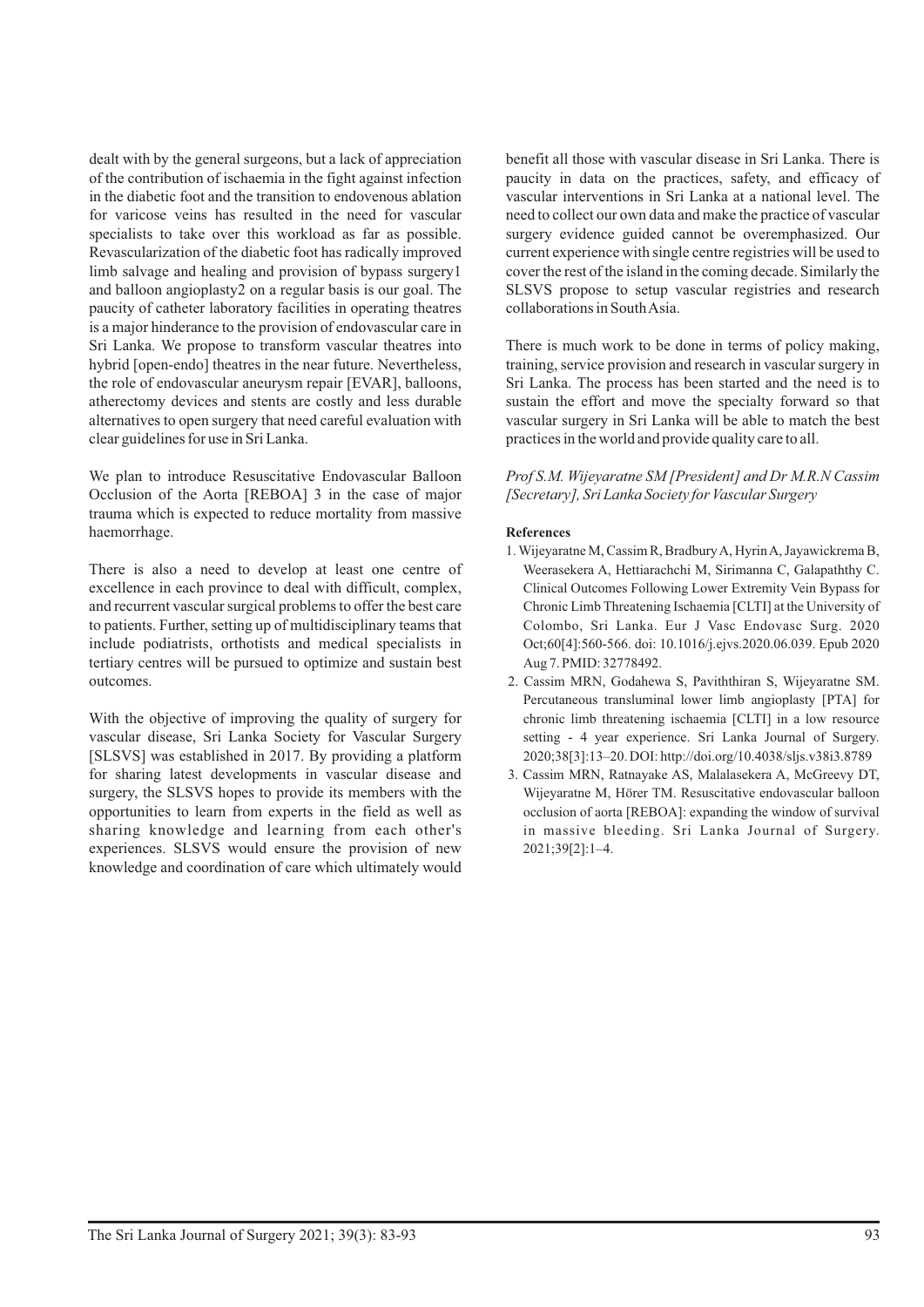dealt with by the general surgeons, but a lack of appreciation of the contribution of ischaemia in the fight against infection in the diabetic foot and the transition to endovenous ablation for varicose veins has resulted in the need for vascular specialists to take over this workload as far as possible. Revascularization of the diabetic foot has radically improved limb salvage and healing and provision of bypass surgery1 and balloon angioplasty2 on a regular basis is our goal. The paucity of catheter laboratory facilities in operating theatres is a major hinderance to the provision of endovascular care in Sri Lanka. We propose to transform vascular theatres into hybrid [open-endo] theatres in the near future. Nevertheless, the role of endovascular aneurysm repair [EVAR], balloons, atherectomy devices and stents are costly and less durable alternatives to open surgery that need careful evaluation with clear guidelines for use in Sri Lanka.

We plan to introduce Resuscitative Endovascular Balloon Occlusion of the Aorta [REBOA] 3 in the case of major trauma which is expected to reduce mortality from massive haemorrhage.

There is also a need to develop at least one centre of excellence in each province to deal with difficult, complex, and recurrent vascular surgical problems to offer the best care to patients. Further, setting up of multidisciplinary teams that include podiatrists, orthotists and medical specialists in tertiary centres will be pursued to optimize and sustain best outcomes.

With the objective of improving the quality of surgery for vascular disease, Sri Lanka Society for Vascular Surgery [SLSVS] was established in 2017. By providing a platform for sharing latest developments in vascular disease and surgery, the SLSVS hopes to provide its members with the opportunities to learn from experts in the field as well as sharing knowledge and learning from each other's experiences. SLSVS would ensure the provision of new knowledge and coordination of care which ultimately would benefit all those with vascular disease in Sri Lanka. There is paucity in data on the practices, safety, and efficacy of vascular interventions in Sri Lanka at a national level. The need to collect our own data and make the practice of vascular surgery evidence guided cannot be overemphasized. Our current experience with single centre registries will be used to cover the rest of the island in the coming decade. Similarly the SLSVS propose to setup vascular registries and research collaborations in South Asia.

There is much work to be done in terms of policy making, training, service provision and research in vascular surgery in Sri Lanka. The process has been started and the need is to sustain the effort and move the specialty forward so that vascular surgery in Sri Lanka will be able to match the best practices in the world and provide quality care to all.

*Prof S.M. Wijeyaratne SM [President] and Dr M.R.N Cassim [Secretary], Sri Lanka Society for Vascular Surgery*

**References**

1. Wijeyaratne M, Cassim R, Bradbury A, Hyrin A, Jayawickrema B, Weerasekera A, Hettiarachchi M, Sirimanna C, Galapaththy C. Clinical Outcomes Following Lower Extremity Vein Bypass for Chronic Limb Threatening Ischaemia [CLTI] at the University of Colombo, Sri Lanka. Eur J Vasc Endovasc Surg. 2020 Oct;60[4]:560-566. doi: 10.1016/j.ejvs.2020.06.039. Epub 2020 Aug 7. PMID: 32778492.
2. Cassim MRN, Godahewa S, Paviththiran S, Wijeyaratne SM. Percutaneous transluminal lower limb angioplasty [PTA] for chronic limb threatening ischaemia [CLTI] in a low resource setting - 4 year experience. Sri Lanka Journal of Surgery. 2020;38[3]:13–20. DOI: http://doi.org/10.4038/sljs.v38i3.8789
3. Cassim MRN, Ratnayake AS, Malalasekera A, McGreevy DT, Wijeyaratne M, Hörer TM. Resuscitative endovascular balloon occlusion of aorta [REBOA]: expanding the window of survival in massive bleeding. Sri Lanka Journal of Surgery. 2021;39[2]:1–4.